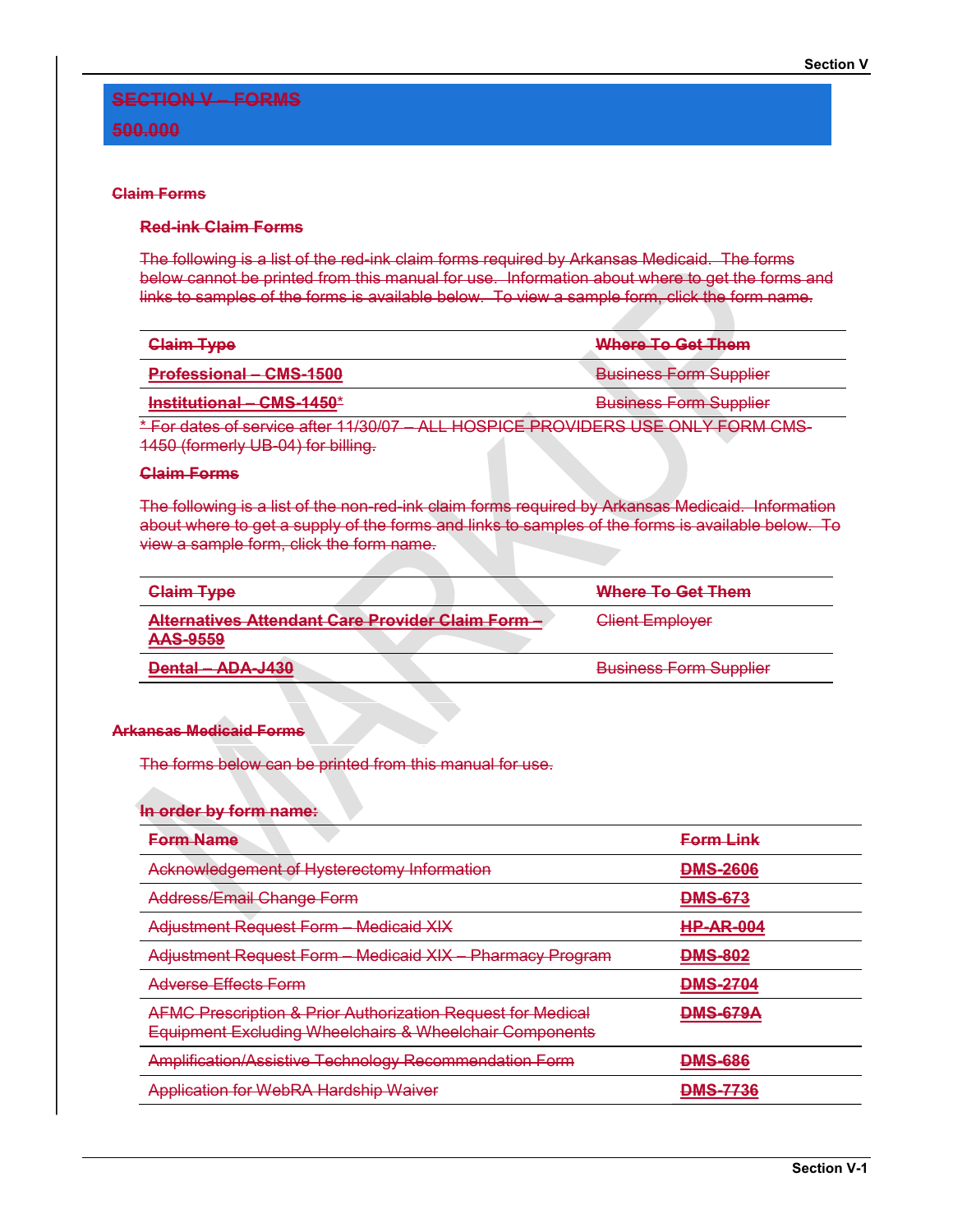# SECTION V – FORMS

## 500.000

### Claim Forms

#### Red-ink Claim Forms

The following is a list of the red-ink claim forms required by Arkansas Medicaid. The forms below cannot be printed from this manual for use. Information about where to get the forms and links to samples of the forms is available below. To view a sample form, click the form name.

| Claim Type | Where To Get Them |
|---|---|
| Professional – CMS-1500 | Business Form Supplier |
| Institutional – CMS-1450* | Business Form Supplier |

* For dates of service after 11/30/07 – ALL HOSPICE PROVIDERS USE ONLY FORM CMS-1450 (formerly UB-04) for billing.

#### Claim Forms

The following is a list of the non-red-ink claim forms required by Arkansas Medicaid. Information about where to get a supply of the forms and links to samples of the forms is available below. To view a sample form, click the form name.

| Claim Type | Where To Get Them |
|---|---|
| Alternatives Attendant Care Provider Claim Form – AAS-9559 | Client Employer |
| Dental – ADA-J430 | Business Form Supplier |

### Arkansas Medicaid Forms

The forms below can be printed from this manual for use.

**In order by form name:**

| Form Name | Form Link |
|---|---|
| Acknowledgement of Hysterectomy Information | DMS-2606 |
| Address/Email Change Form | DMS-673 |
| Adjustment Request Form – Medicaid XIX | HP-AR-004 |
| Adjustment Request Form – Medicaid XIX – Pharmacy Program | DMS-802 |
| Adverse Effects Form | DMS-2704 |
| AFMC Prescription & Prior Authorization Request for Medical Equipment Excluding Wheelchairs & Wheelchair Components | DMS-679A |
| Amplification/Assistive Technology Recommendation Form | DMS-686 |
| Application for WebRA Hardship Waiver | DMS-7736 |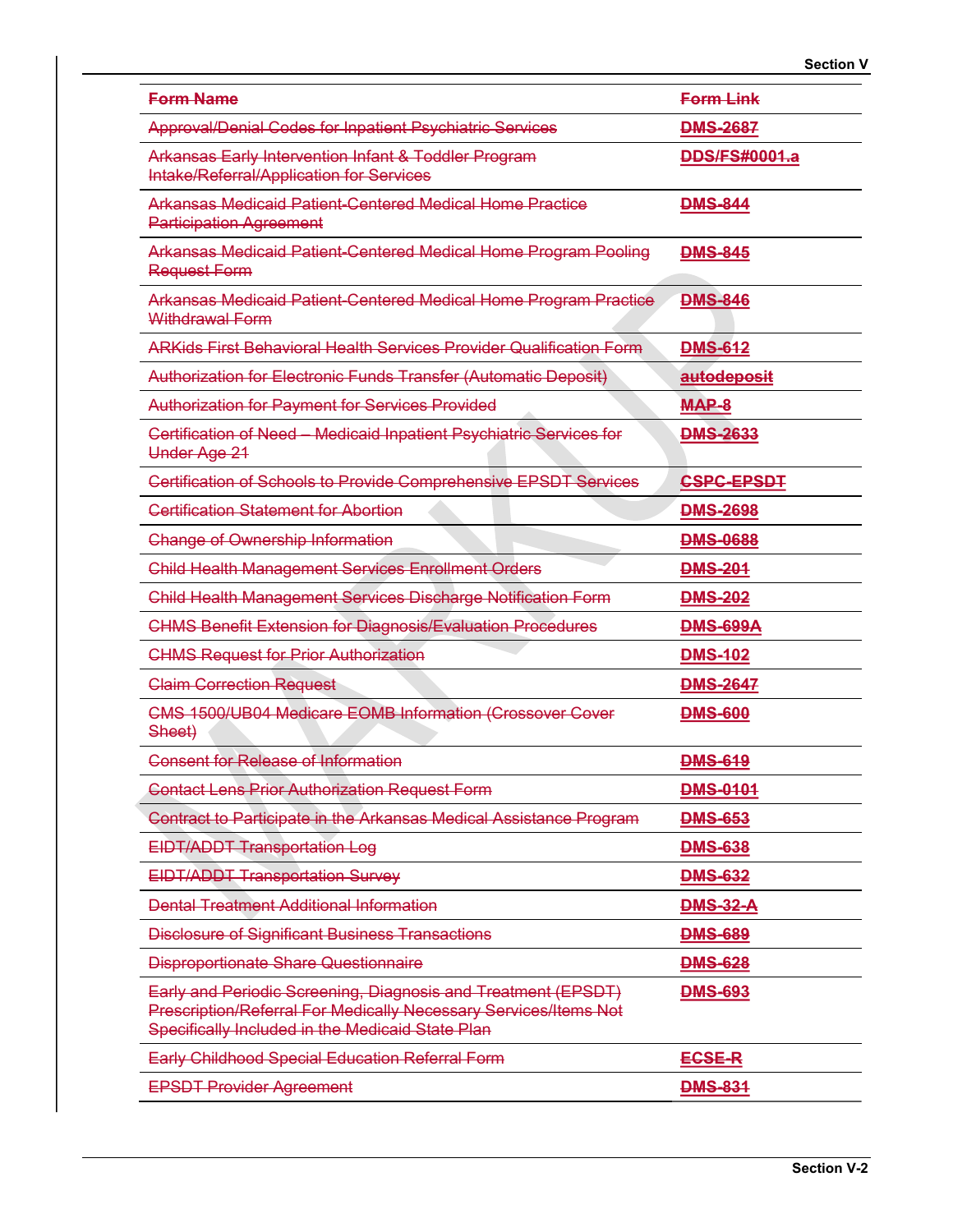| Form Name | Form Link |
| --- | --- |
| Approval/Denial Codes for Inpatient Psychiatric Services | DMS-2687 |
| Arkansas Early Intervention Infant & Toddler Program Intake/Referral/Application for Services | DDS/FS#0001.a |
| Arkansas Medicaid Patient-Centered Medical Home Practice Participation Agreement | DMS-844 |
| Arkansas Medicaid Patient-Centered Medical Home Program Pooling Request Form | DMS-845 |
| Arkansas Medicaid Patient-Centered Medical Home Program Practice Withdrawal Form | DMS-846 |
| ARKids First Behavioral Health Services Provider Qualification Form | DMS-612 |
| Authorization for Electronic Funds Transfer (Automatic Deposit) | autodeposit |
| Authorization for Payment for Services Provided | MAP-8 |
| Certification of Need – Medicaid Inpatient Psychiatric Services for Under Age 21 | DMS-2633 |
| Certification of Schools to Provide Comprehensive EPSDT Services | CSPC-EPSDT |
| Certification Statement for Abortion | DMS-2698 |
| Change of Ownership Information | DMS-0688 |
| Child Health Management Services Enrollment Orders | DMS-201 |
| Child Health Management Services Discharge Notification Form | DMS-202 |
| CHMS Benefit Extension for Diagnosis/Evaluation Procedures | DMS-699A |
| CHMS Request for Prior Authorization | DMS-102 |
| Claim Correction Request | DMS-2647 |
| CMS 1500/UB04 Medicare EOMB Information (Crossover Cover Sheet) | DMS-600 |
| Consent for Release of Information | DMS-619 |
| Contact Lens Prior Authorization Request Form | DMS-0101 |
| Contract to Participate in the Arkansas Medical Assistance Program | DMS-653 |
| EIDT/ADDT Transportation Log | DMS-638 |
| EIDT/ADDT Transportation Survey | DMS-632 |
| Dental Treatment Additional Information | DMS-32-A |
| Disclosure of Significant Business Transactions | DMS-689 |
| Disproportionate Share Questionnaire | DMS-628 |
| Early and Periodic Screening, Diagnosis and Treatment (EPSDT) Prescription/Referral For Medically Necessary Services/Items Not Specifically Included in the Medicaid State Plan | DMS-693 |
| Early Childhood Special Education Referral Form | ECSE-R |
| EPSDT Provider Agreement | DMS-831 |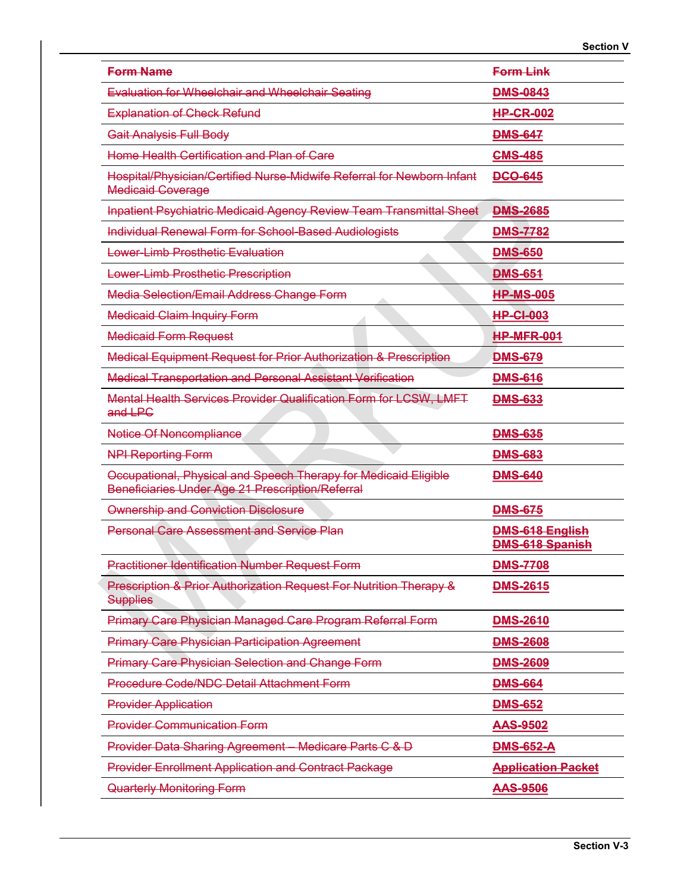| Form Name | Form Link |
|---|---|
| Evaluation for Wheelchair and Wheelchair Seating | DMS-0843 |
| Explanation of Check Refund | HP-CR-002 |
| Gait Analysis Full Body | DMS-647 |
| Home Health Certification and Plan of Care | CMS-485 |
| Hospital/Physician/Certified Nurse-Midwife Referral for Newborn Infant Medicaid Coverage | DCO-645 |
| Inpatient Psychiatric Medicaid Agency Review Team Transmittal Sheet | DMS-2685 |
| Individual Renewal Form for School-Based Audiologists | DMS-7782 |
| Lower-Limb Prosthetic Evaluation | DMS-650 |
| Lower-Limb Prosthetic Prescription | DMS-651 |
| Media Selection/Email Address Change Form | HP-MS-005 |
| Medicaid Claim Inquiry Form | HP-CI-003 |
| Medicaid Form Request | HP-MFR-001 |
| Medical Equipment Request for Prior Authorization & Prescription | DMS-679 |
| Medical Transportation and Personal Assistant Verification | DMS-616 |
| Mental Health Services Provider Qualification Form for LCSW, LMFT and LPC | DMS-633 |
| Notice Of Noncompliance | DMS-635 |
| NPI Reporting Form | DMS-683 |
| Occupational, Physical and Speech Therapy for Medicaid Eligible Beneficiaries Under Age 21 Prescription/Referral | DMS-640 |
| Ownership and Conviction Disclosure | DMS-675 |
| Personal Care Assessment and Service Plan | DMS-618 English<br>DMS-618 Spanish |
| Practitioner Identification Number Request Form | DMS-7708 |
| Prescription & Prior Authorization Request For Nutrition Therapy & Supplies | DMS-2615 |
| Primary Care Physician Managed Care Program Referral Form | DMS-2610 |
| Primary Care Physician Participation Agreement | DMS-2608 |
| Primary Care Physician Selection and Change Form | DMS-2609 |
| Procedure Code/NDC Detail Attachment Form | DMS-664 |
| Provider Application | DMS-652 |
| Provider Communication Form | AAS-9502 |
| Provider Data Sharing Agreement – Medicare Parts C & D | DMS-652-A |
| Provider Enrollment Application and Contract Package | Application Packet |
| Quarterly Monitoring Form | AAS-9506 |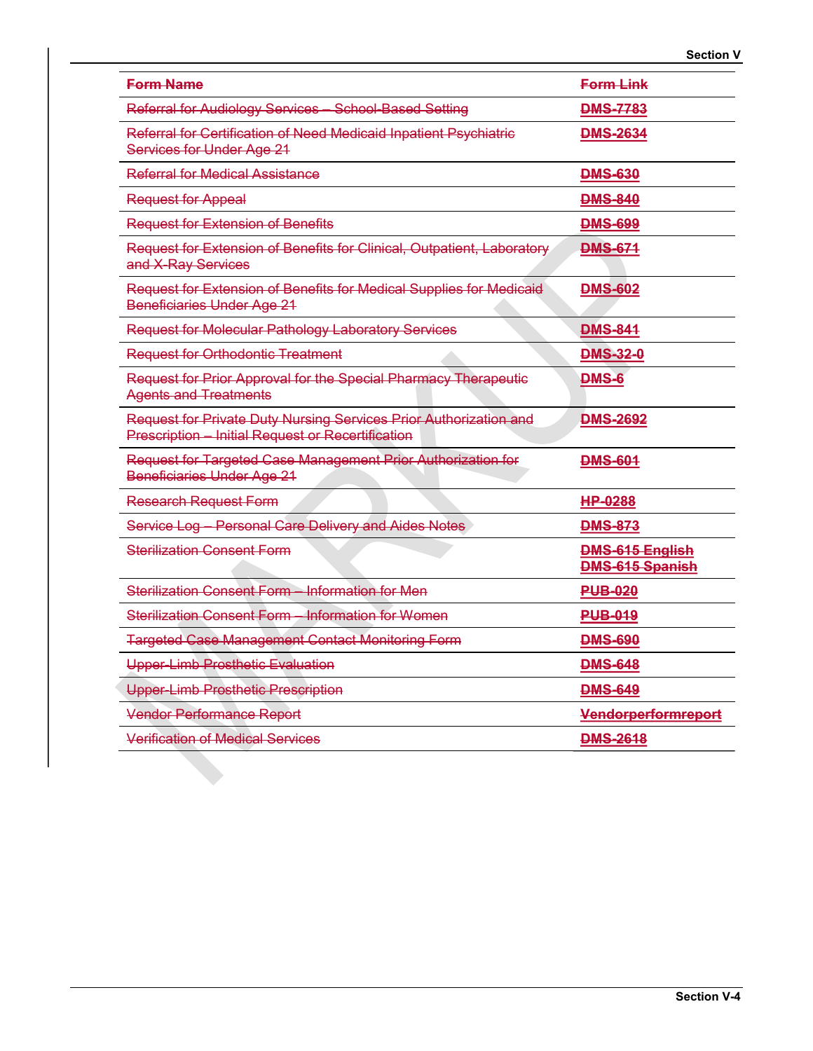| ~~Form Name~~ | ~~Form Link~~ |
|---|---|
| ~~Referral for Audiology Services – School-Based Setting~~ | ~~DMS-7783~~ |
| ~~Referral for Certification of Need Medicaid Inpatient Psychiatric Services for Under Age 21~~ | ~~DMS-2634~~ |
| ~~Referral for Medical Assistance~~ | ~~DMS-630~~ |
| ~~Request for Appeal~~ | ~~DMS-840~~ |
| ~~Request for Extension of Benefits~~ | ~~DMS-699~~ |
| ~~Request for Extension of Benefits for Clinical, Outpatient, Laboratory and X-Ray Services~~ | ~~DMS-671~~ |
| ~~Request for Extension of Benefits for Medical Supplies for Medicaid Beneficiaries Under Age 21~~ | ~~DMS-602~~ |
| ~~Request for Molecular Pathology Laboratory Services~~ | ~~DMS-841~~ |
| ~~Request for Orthodontic Treatment~~ | ~~DMS-32-0~~ |
| ~~Request for Prior Approval for the Special Pharmacy Therapeutic Agents and Treatments~~ | ~~DMS-6~~ |
| ~~Request for Private Duty Nursing Services Prior Authorization and Prescription – Initial Request or Recertification~~ | ~~DMS-2692~~ |
| ~~Request for Targeted Case Management Prior Authorization for Beneficiaries Under Age 21~~ | ~~DMS-601~~ |
| ~~Research Request Form~~ | ~~HP-0288~~ |
| ~~Service Log – Personal Care Delivery and Aides Notes~~ | ~~DMS-873~~ |
| ~~Sterilization Consent Form~~ | ~~DMS-615 English~~ ~~DMS-615 Spanish~~ |
| ~~Sterilization Consent Form – Information for Men~~ | ~~PUB-020~~ |
| ~~Sterilization Consent Form – Information for Women~~ | ~~PUB-019~~ |
| ~~Targeted Case Management Contact Monitoring Form~~ | ~~DMS-690~~ |
| ~~Upper-Limb Prosthetic Evaluation~~ | ~~DMS-648~~ |
| ~~Upper-Limb Prosthetic Prescription~~ | ~~DMS-649~~ |
| ~~Vendor Performance Report~~ | ~~Vendorperformreport~~ |
| ~~Verification of Medical Services~~ | ~~DMS-2618~~ |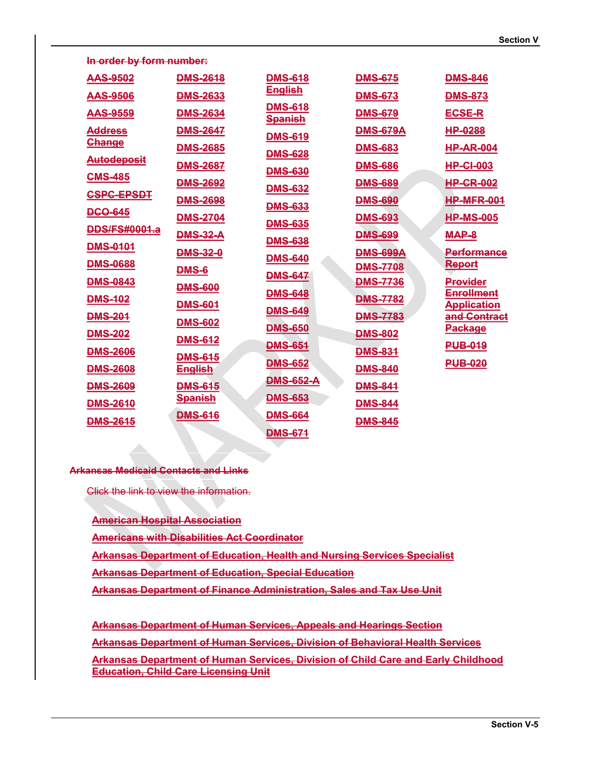In order by form number:

AAS-9502
AAS-9506
AAS-9559
Address Change
Autodeposit
CMS-485
CSPC-EPSDT
DCO-645
DDS/FS#0001.a
DMS-0101
DMS-0688
DMS-0843
DMS-102
DMS-201
DMS-202
DMS-2606
DMS-2608
DMS-2609
DMS-2610
DMS-2615
DMS-2618
DMS-2633
DMS-2634
DMS-2647
DMS-2685
DMS-2687
DMS-2692
DMS-2698
DMS-2704
DMS-32-A
DMS-32-0
DMS-6
DMS-600
DMS-601
DMS-602
DMS-612
DMS-615 English
DMS-615 Spanish
DMS-616
DMS-618 English
DMS-618 Spanish
DMS-619
DMS-628
DMS-630
DMS-632
DMS-633
DMS-635
DMS-638
DMS-640
DMS-647
DMS-648
DMS-649
DMS-650
DMS-651
DMS-652
DMS-652-A
DMS-653
DMS-664
DMS-671
DMS-675
DMS-673
DMS-679
DMS-679A
DMS-683
DMS-686
DMS-689
DMS-690
DMS-693
DMS-699
DMS-699A
DMS-7708
DMS-7736
DMS-7782
DMS-7783
DMS-802
DMS-831
DMS-840
DMS-841
DMS-844
DMS-845
DMS-846
DMS-873
ECSE-R
HP-0288
HP-AR-004
HP-CI-003
HP-CR-002
HP-MFR-001
HP-MS-005
MAP-8
Performance Report
Provider Enrollment Application and Contract Package
PUB-019
PUB-020

## Arkansas Medicaid Contacts and Links

Click the link to view the information.

American Hospital Association

Americans with Disabilities Act Coordinator

Arkansas Department of Education, Health and Nursing Services Specialist

Arkansas Department of Education, Special Education

Arkansas Department of Finance Administration, Sales and Tax Use Unit

Arkansas Department of Human Services, Appeals and Hearings Section

Arkansas Department of Human Services, Division of Behavioral Health Services

Arkansas Department of Human Services, Division of Child Care and Early Childhood Education, Child Care Licensing Unit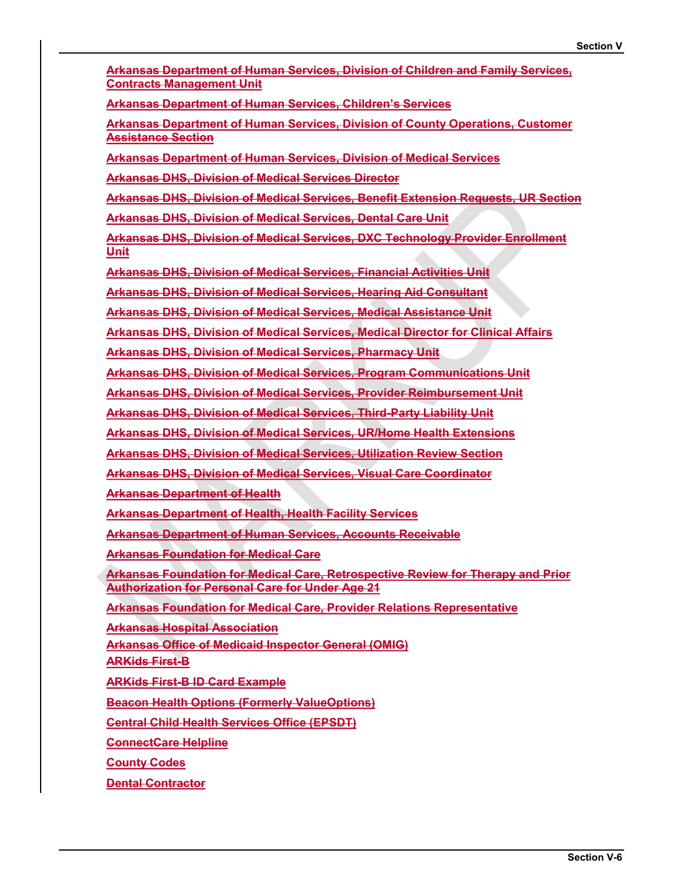~~Arkansas Department of Human Services, Division of Children and Family Services, Contracts Management Unit~~

~~Arkansas Department of Human Services, Children's Services~~

~~Arkansas Department of Human Services, Division of County Operations, Customer Assistance Section~~

~~Arkansas Department of Human Services, Division of Medical Services~~

~~Arkansas DHS, Division of Medical Services Director~~

~~Arkansas DHS, Division of Medical Services, Benefit Extension Requests, UR Section~~

~~Arkansas DHS, Division of Medical Services, Dental Care Unit~~

~~Arkansas DHS, Division of Medical Services, DXC Technology Provider Enrollment Unit~~

~~Arkansas DHS, Division of Medical Services, Financial Activities Unit~~

~~Arkansas DHS, Division of Medical Services, Hearing Aid Consultant~~

~~Arkansas DHS, Division of Medical Services, Medical Assistance Unit~~

~~Arkansas DHS, Division of Medical Services, Medical Director for Clinical Affairs~~

~~Arkansas DHS, Division of Medical Services, Pharmacy Unit~~

~~Arkansas DHS, Division of Medical Services, Program Communications Unit~~

~~Arkansas DHS, Division of Medical Services, Provider Reimbursement Unit~~

~~Arkansas DHS, Division of Medical Services, Third-Party Liability Unit~~

~~Arkansas DHS, Division of Medical Services, UR/Home Health Extensions~~

~~Arkansas DHS, Division of Medical Services, Utilization Review Section~~

~~Arkansas DHS, Division of Medical Services, Visual Care Coordinator~~

~~Arkansas Department of Health~~

~~Arkansas Department of Health, Health Facility Services~~

~~Arkansas Department of Human Services, Accounts Receivable~~

~~Arkansas Foundation for Medical Care~~

~~Arkansas Foundation for Medical Care, Retrospective Review for Therapy and Prior Authorization for Personal Care for Under Age 21~~

~~Arkansas Foundation for Medical Care, Provider Relations Representative~~

~~Arkansas Hospital Association~~

~~Arkansas Office of Medicaid Inspector General (OMIG)~~

~~ARKids First-B~~

~~ARKids First-B ID Card Example~~

~~Beacon Health Options (Formerly ValueOptions)~~

~~Central Child Health Services Office (EPSDT)~~

~~ConnectCare Helpline~~

~~County Codes~~

~~Dental Contractor~~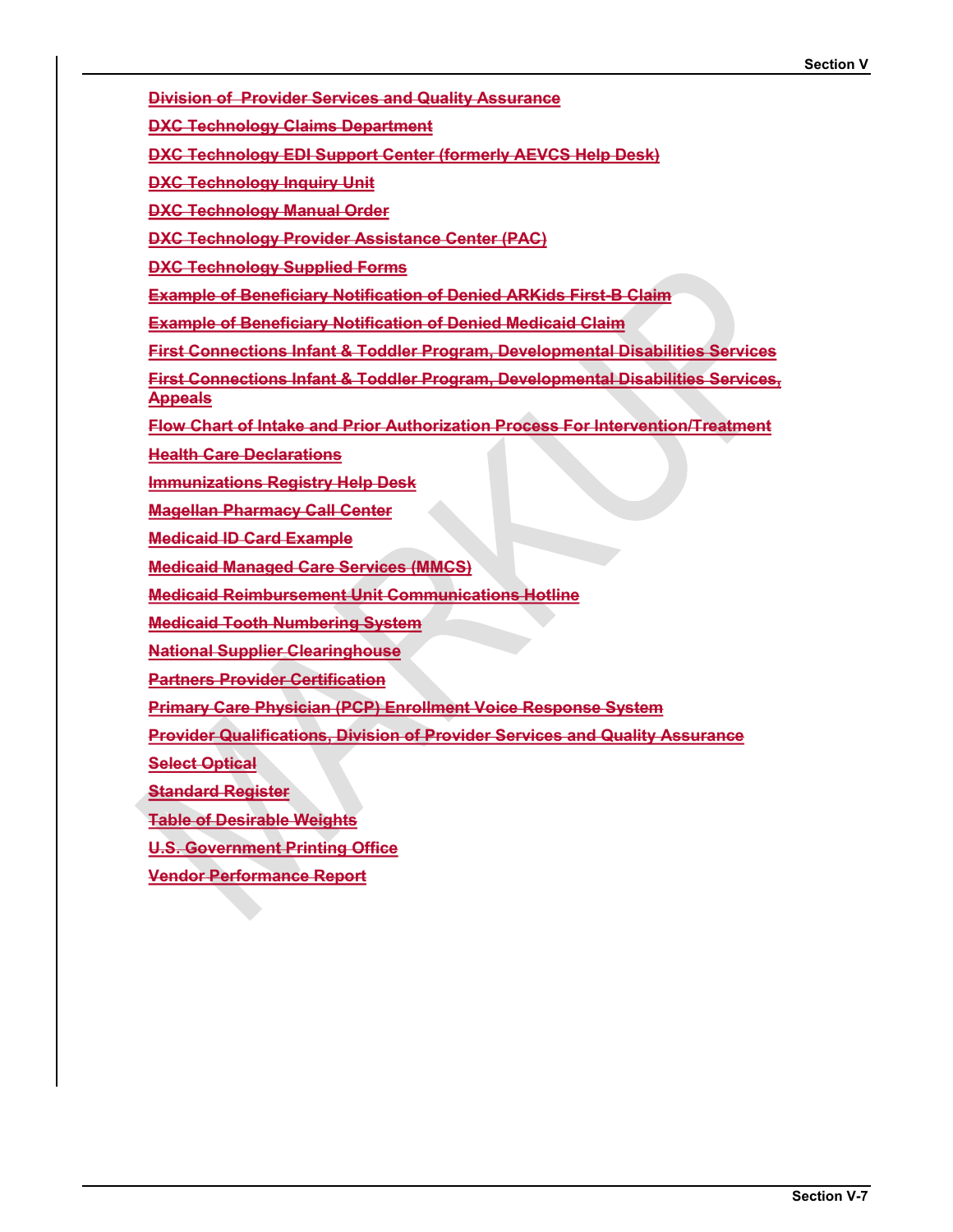~~Division of  Provider Services and Quality Assurance~~

~~DXC Technology Claims Department~~

~~DXC Technology EDI Support Center (formerly AEVCS Help Desk)~~

~~DXC Technology Inquiry Unit~~

~~DXC Technology Manual Order~~

~~DXC Technology Provider Assistance Center (PAC)~~

~~DXC Technology Supplied Forms~~

~~Example of Beneficiary Notification of Denied ARKids First-B Claim~~

~~Example of Beneficiary Notification of Denied Medicaid Claim~~

~~First Connections Infant & Toddler Program, Developmental Disabilities Services~~

~~First Connections Infant & Toddler Program, Developmental Disabilities Services, Appeals~~

~~Flow Chart of Intake and Prior Authorization Process For Intervention/Treatment~~

~~Health Care Declarations~~

~~Immunizations Registry Help Desk~~

~~Magellan Pharmacy Call Center~~

~~Medicaid ID Card Example~~

~~Medicaid Managed Care Services (MMCS)~~

~~Medicaid Reimbursement Unit Communications Hotline~~

~~Medicaid Tooth Numbering System~~

~~National Supplier Clearinghouse~~

~~Partners Provider Certification~~

~~Primary Care Physician (PCP) Enrollment Voice Response System~~

~~Provider Qualifications, Division of Provider Services and Quality Assurance~~

~~Select Optical~~

~~Standard Register~~

~~Table of Desirable Weights~~

~~U.S. Government Printing Office~~

~~Vendor Performance Report~~